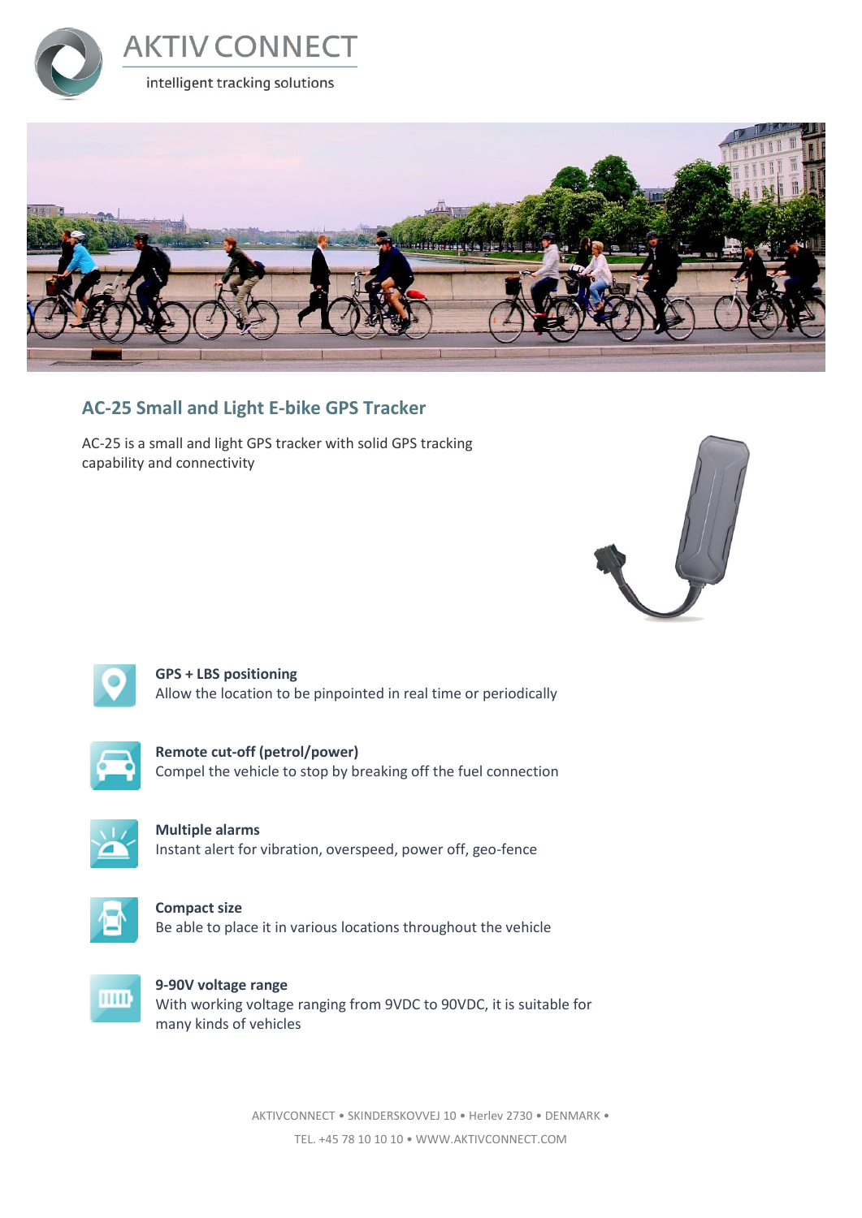AKTIV CONNECT

intelligent tracking solutions

## AC-25 Small and Light E-bike GPS Tracker

AC-25 is a small and light GPS tracker with solid GPS tracking capability and connectivity

**GPS + LBS positioning**
Allow the location to be pinpointed in real time or periodically

**Remote cut-off (petrol/power)**
Compel the vehicle to stop by breaking off the fuel connection

**Multiple alarms**
Instant alert for vibration, overspeed, power off, geo-fence

**Compact size**
Be able to place it in various locations throughout the vehicle

**9-90V voltage range**
With working voltage ranging from 9VDC to 90VDC, it is suitable for many kinds of vehicles

AKTIVCONNECT • SKINDERSKOVVEJ 10 • Herlev 2730 • DENMARK •

TEL. +45 78 10 10 10 • WWW.AKTIVCONNECT.COM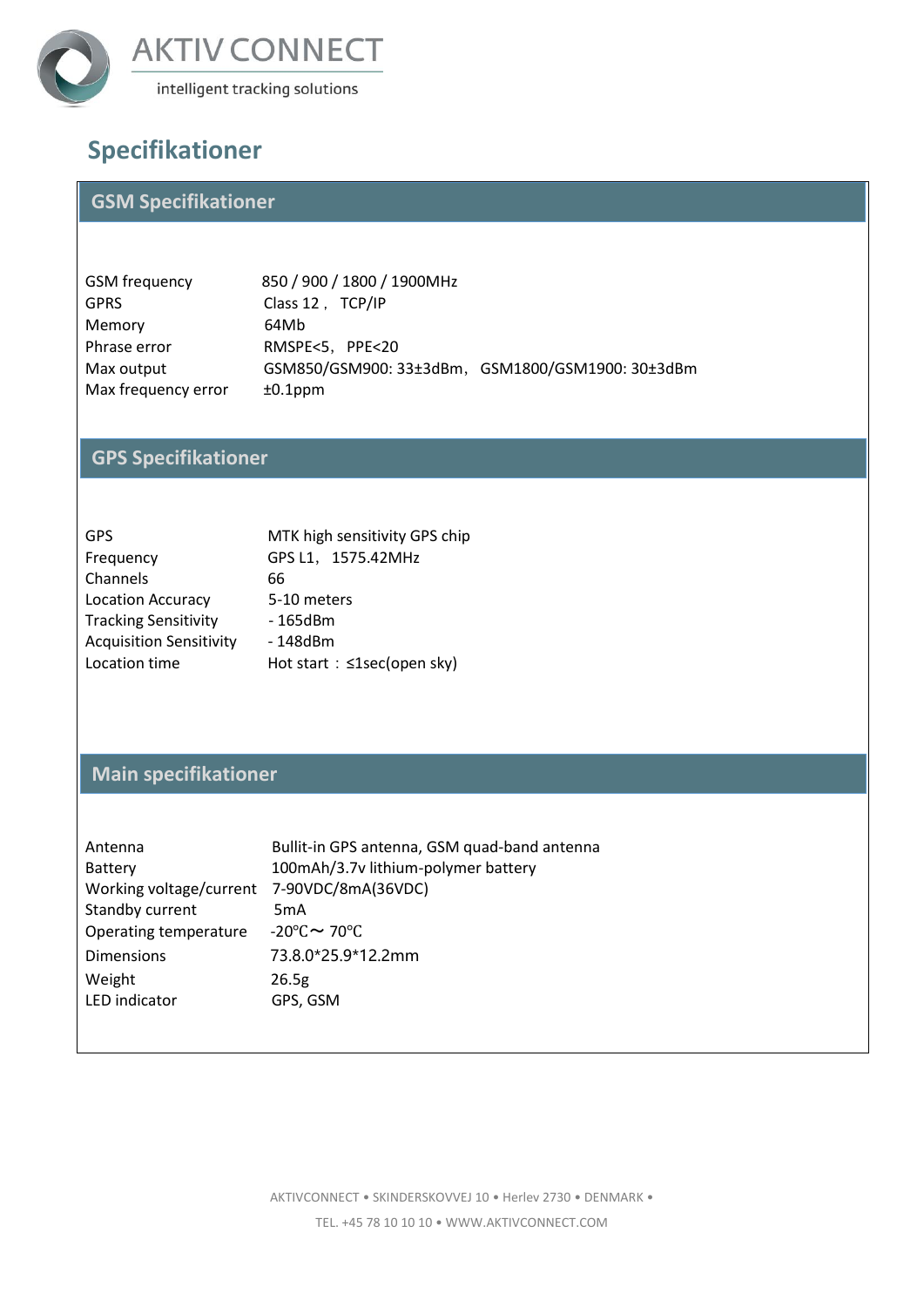AKTIV CONNECT

intelligent tracking solutions

# Specifikationer

## GSM Specifikationer

| | |
|---|---|
| GSM frequency | 850 / 900 / 1800 / 1900MHz |
| GPRS | Class 12， TCP/IP |
| Memory | 64Mb |
| Phrase error | RMSPE<5，PPE<20 |
| Max output | GSM850/GSM900: 33±3dBm，GSM1800/GSM1900: 30±3dBm |
| Max frequency error | ±0.1ppm |

## GPS Specifikationer

| | |
|---|---|
| GPS | MTK high sensitivity GPS chip |
| Frequency | GPS L1，1575.42MHz |
| Channels | 66 |
| Location Accuracy | 5-10 meters |
| Tracking Sensitivity | - 165dBm |
| Acquisition Sensitivity | - 148dBm |
| Location time | Hot start：≤1sec(open sky) |

## Main specifikationer

| | |
|---|---|
| Antenna | Bullit-in GPS antenna, GSM quad-band antenna |
| Battery | 100mAh/3.7v lithium-polymer battery |
| Working voltage/current | 7-90VDC/8mA(36VDC) |
| Standby current | 5mA |
| Operating temperature | -20℃～ 70℃ |
| Dimensions | 73.8.0*25.9*12.2mm |
| Weight | 26.5g |
| LED indicator | GPS, GSM |

AKTIVCONNECT • SKINDERSKOVVEJ 10 • Herlev 2730 • DENMARK •

TEL. +45 78 10 10 10 • WWW.AKTIVCONNECT.COM